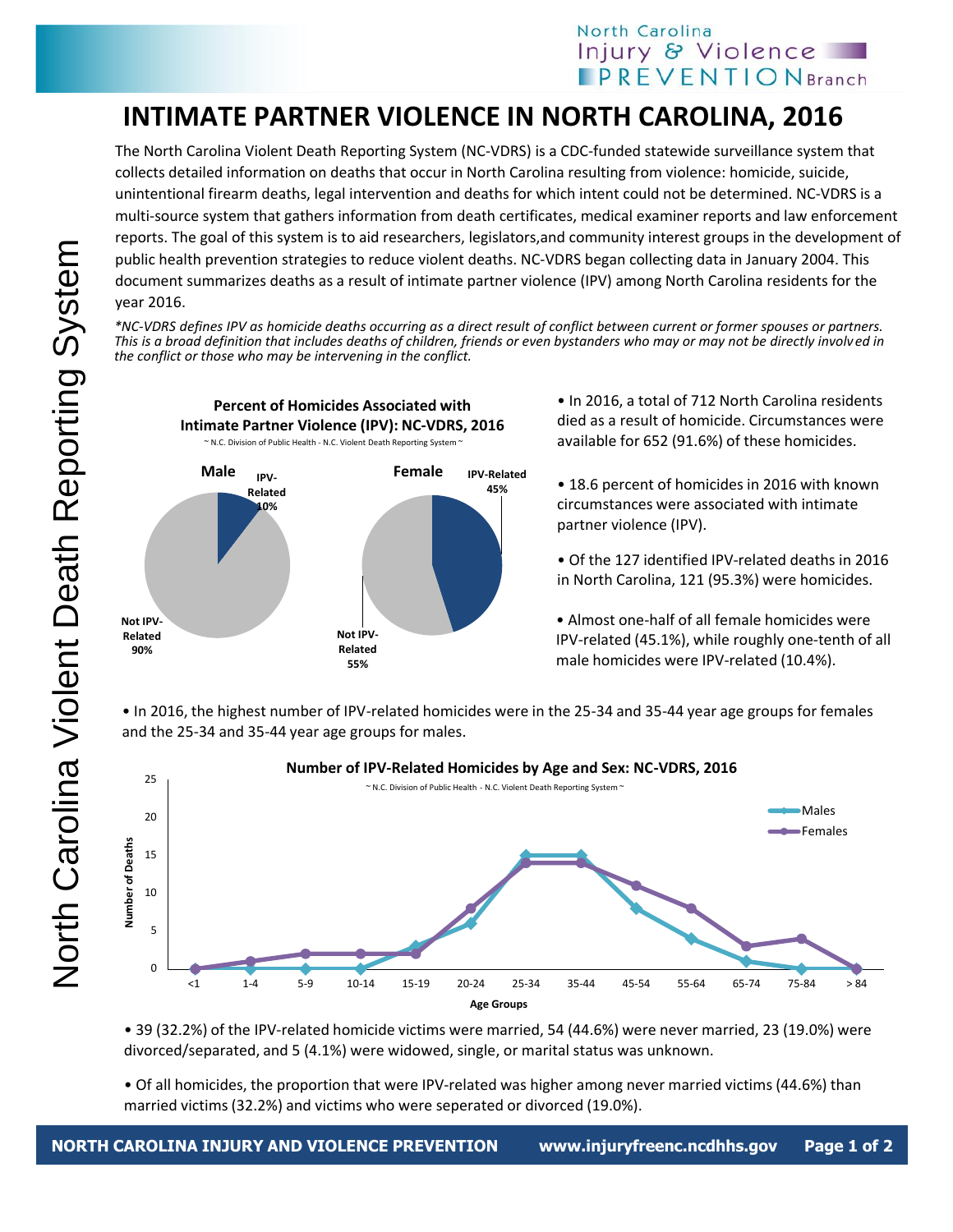North Carolina Injury & Violence PREVENTION Branch

# INTIMATE PARTNER VIOLENCE IN NORTH CAROLINA, 2016

The North Carolina Violent Death Reporting System (NC-VDRS) is a CDC-funded statewide surveillance system that collects detailed information on deaths that occur in North Carolina resulting from violence: homicide, suicide, unintentional firearm deaths, legal intervention and deaths for which intent could not be determined. NC-VDRS is a multi-source system that gathers information from death certificates, medical examiner reports and law enforcement reports. The goal of this system is to aid researchers, legislators,and community interest groups in the development of public health prevention strategies to reduce violent deaths. NC-VDRS began collecting data in January 2004. This document summarizes deaths as a result of intimate partner violence (IPV) among North Carolina residents for the year 2016.

*\*NC-VDRS defines IPV as homicide deaths occurring as a direct result of conflict between current or former spouses or partners. This is a broad definition that includes deaths of children, friends or even bystanders who may or may not be directly involved in the conflict or those who may be intervening in the conflict.*

**Percent of Homicides Associated with Intimate Partner Violence (IPV): NC-VDRS, 2016**

~ N.C. Division of Public Health - N.C. Violent Death Reporting System ~

| | IPV-Related | Not IPV-Related |
|---|---|---|
| Male | 10% | 90% |
| Female | 45% | 55% |

- In 2016, a total of 712 North Carolina residents died as a result of homicide. Circumstances were available for 652 (91.6%) of these homicides.
- 18.6 percent of homicides in 2016 with known circumstances were associated with intimate partner violence (IPV).
- Of the 127 identified IPV-related deaths in 2016 in North Carolina, 121 (95.3%) were homicides.
- Almost one-half of all female homicides were IPV-related (45.1%), while roughly one-tenth of all male homicides were IPV-related (10.4%).

- In 2016, the highest number of IPV-related homicides were in the 25-34 and 35-44 year age groups for females and the 25-34 and 35-44 year age groups for males.

**Number of IPV-Related Homicides by Age and Sex: NC-VDRS, 2016**

~ N.C. Division of Public Health - N.C. Violent Death Reporting System ~

| Age Groups | Males | Females |
|---|---|---|
| <1 | 0 | 0 |
| 1-4 | 0 | 1 |
| 5-9 | 0 | 2 |
| 10-14 | 0 | 2 |
| 15-19 | 3 | 2 |
| 20-24 | 6 | 8 |
| 25-34 | 15 | 14 |
| 35-44 | 15 | 14 |
| 45-54 | 8 | 11 |
| 55-64 | 4 | 8 |
| 65-74 | 1 | 3 |
| 75-84 | 0 | 4 |
| > 84 | 0 | 0 |

- 39 (32.2%) of the IPV-related homicide victims were married, 54 (44.6%) were never married, 23 (19.0%) were divorced/separated, and 5 (4.1%) were widowed, single, or marital status was unknown.
- Of all homicides, the proportion that were IPV-related was higher among never married victims (44.6%) than married victims (32.2%) and victims who were seperated or divorced (19.0%).

NORTH CAROLINA INJURY AND VIOLENCE PREVENTION www.injuryfreenc.ncdhhs.gov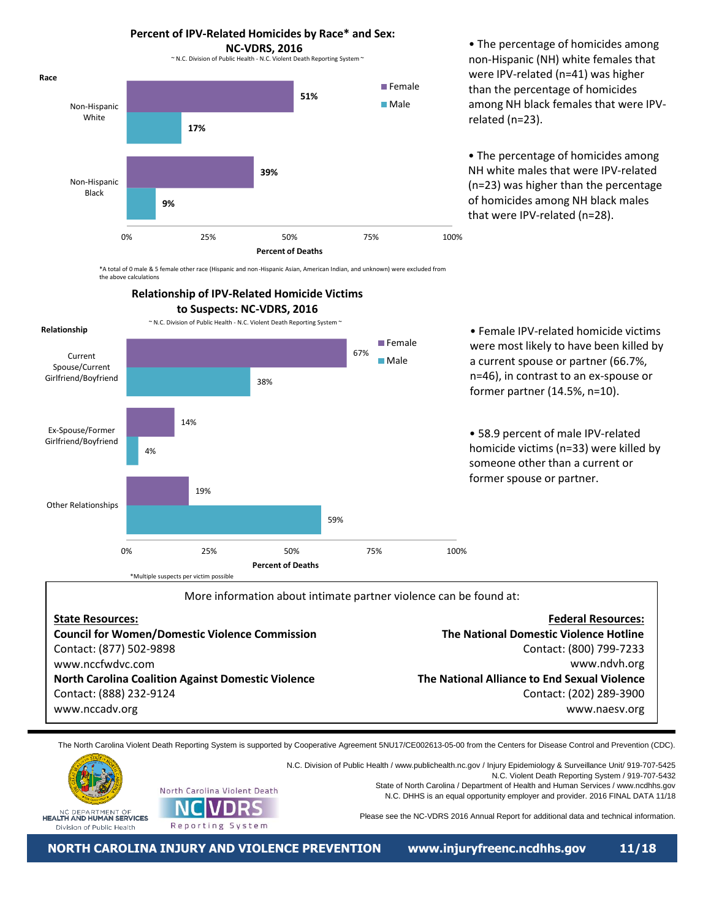## Percent of IPV-Related Homicides by Race* and Sex: NC-VDRS, 2016

~ N.C. Division of Public Health - N.C. Violent Death Reporting System ~

Race

Non-Hispanic White

51%

17%

Non-Hispanic Black

39%

9%

Female

Male

0%
25%
50%
75%
100%

Percent of Deaths

*A total of 0 male & 5 female other race (Hispanic and non-Hispanic Asian, American Indian, and unknown) were excluded from the above calculations

- The percentage of homicides among non-Hispanic (NH) white females that were IPV-related (n=41) was higher than the percentage of homicides among NH black females that were IPV-related (n=23).
- The percentage of homicides among NH white males that were IPV-related (n=23) was higher than the percentage of homicides among NH black males that were IPV-related (n=28).

## Relationship of IPV-Related Homicide Victims to Suspects: NC-VDRS, 2016

~ N.C. Division of Public Health - N.C. Violent Death Reporting System ~

Relationship

Current Spouse/Current Girlfriend/Boyfriend

67%

38%

Ex-Spouse/Former Girlfriend/Boyfriend

14%

4%

Other Relationships

19%

59%

Female

Male

0%
25%
50%
75%
100%

Percent of Deaths

*Multiple suspects per victim possible

- Female IPV-related homicide victims were most likely to have been killed by a current spouse or partner (66.7%, n=46), in contrast to an ex-spouse or former partner (14.5%, n=10).
- 58.9 percent of male IPV-related homicide victims (n=33) were killed by someone other than a current or former spouse or partner.

More information about intimate partner violence can be found at:

**State Resources:**

**Council for Women/Domestic Violence Commission**
Contact: (877) 502-9898
www.nccfwdvc.com

**North Carolina Coalition Against Domestic Violence**
Contact: (888) 232-9124
www.nccadv.org

**Federal Resources:**

**The National Domestic Violence Hotline**
Contact: (800) 799-7233
www.ndvh.org

**The National Alliance to End Sexual Violence**
Contact: (202) 289-3900
www.naesv.org

The North Carolina Violent Death Reporting System is supported by Cooperative Agreement 5NU17/CE002613-05-00 from the Centers for Disease Control and Prevention (CDC).

NC DEPARTMENT OF HEALTH AND HUMAN SERVICES
Division of Public Health

North Carolina Violent Death NC VDRS Reporting System

N.C. Division of Public Health / www.publichealth.nc.gov / Injury Epidemiology & Surveillance Unit/ 919-707-5425
N.C. Violent Death Reporting System / 919-707-5432
State of North Carolina / Department of Health and Human Services / www.ncdhhs.gov
N.C. DHHS is an equal opportunity employer and provider. 2016 FINAL DATA 11/18

Please see the NC-VDRS 2016 Annual Report for additional data and technical information.

**NORTH CAROLINA INJURY AND VIOLENCE PREVENTION www.injuryfreenc.ncdhhs.gov 11/18**